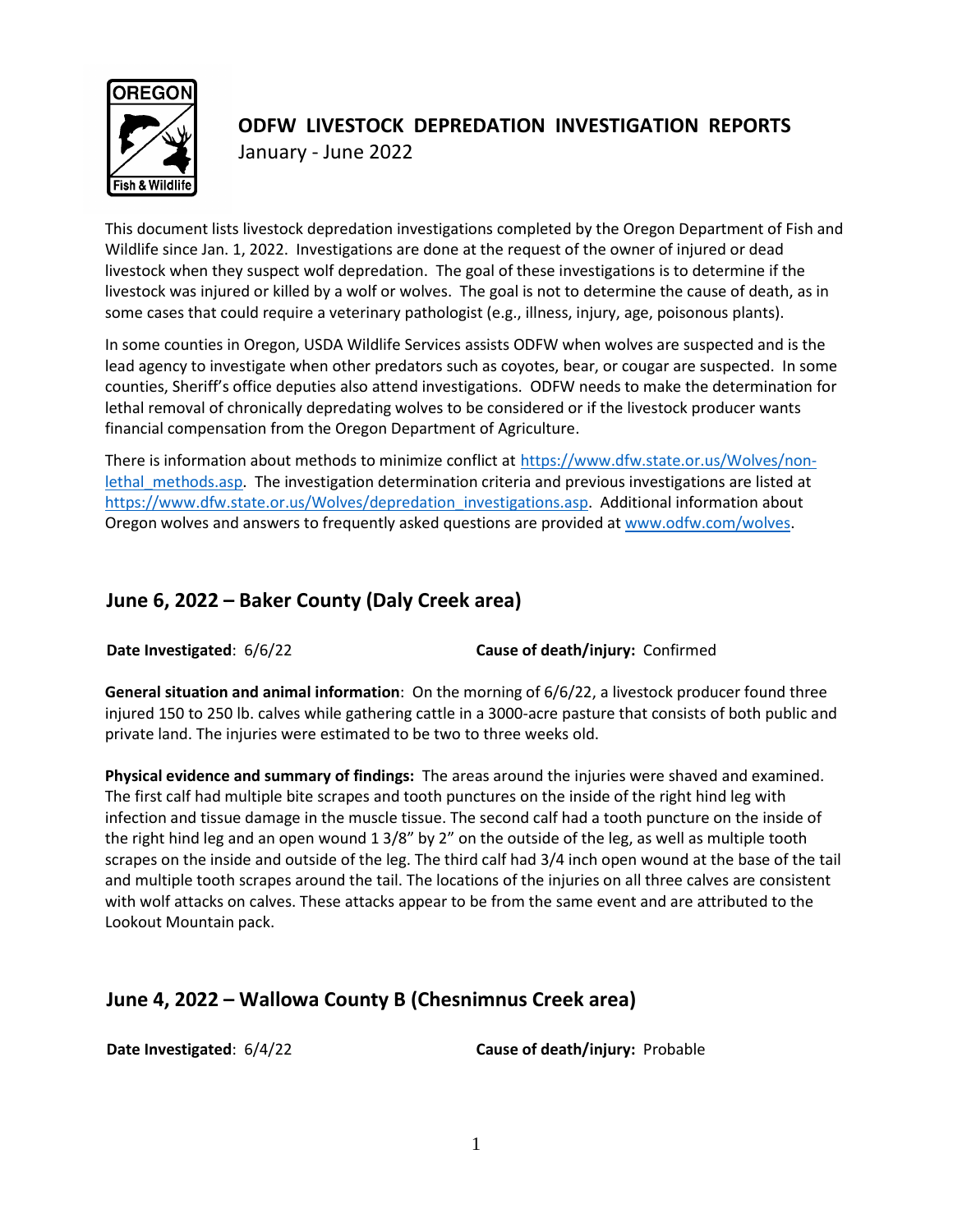# ODFW LIVESTOCK DEPREDATION INVESTIGATION REPORTS

January - June 2022

This document lists livestock depredation investigations completed by the Oregon Department of Fish and Wildlife since Jan. 1, 2022. Investigations are done at the request of the owner of injured or dead livestock when they suspect wolf depredation. The goal of these investigations is to determine if the livestock was injured or killed by a wolf or wolves. The goal is not to determine the cause of death, as in some cases that could require a veterinary pathologist (e.g., illness, injury, age, poisonous plants).

In some counties in Oregon, USDA Wildlife Services assists ODFW when wolves are suspected and is the lead agency to investigate when other predators such as coyotes, bear, or cougar are suspected. In some counties, Sheriff's office deputies also attend investigations. ODFW needs to make the determination for lethal removal of chronically depredating wolves to be considered or if the livestock producer wants financial compensation from the Oregon Department of Agriculture.

There is information about methods to minimize conflict at https://www.dfw.state.or.us/Wolves/non-lethal_methods.asp. The investigation determination criteria and previous investigations are listed at https://www.dfw.state.or.us/Wolves/depredation_investigations.asp. Additional information about Oregon wolves and answers to frequently asked questions are provided at www.odfw.com/wolves.

## June 6, 2022 – Baker County (Daly Creek area)

**Date Investigated**: 6/6/22 **Cause of death/injury:** Confirmed

**General situation and animal information**: On the morning of 6/6/22, a livestock producer found three injured 150 to 250 lb. calves while gathering cattle in a 3000-acre pasture that consists of both public and private land. The injuries were estimated to be two to three weeks old.

**Physical evidence and summary of findings:** The areas around the injuries were shaved and examined. The first calf had multiple bite scrapes and tooth punctures on the inside of the right hind leg with infection and tissue damage in the muscle tissue. The second calf had a tooth puncture on the inside of the right hind leg and an open wound 1 3/8" by 2" on the outside of the leg, as well as multiple tooth scrapes on the inside and outside of the leg. The third calf had 3/4 inch open wound at the base of the tail and multiple tooth scrapes around the tail. The locations of the injuries on all three calves are consistent with wolf attacks on calves. These attacks appear to be from the same event and are attributed to the Lookout Mountain pack.

## June 4, 2022 – Wallowa County B (Chesnimnus Creek area)

**Date Investigated**: 6/4/22 **Cause of death/injury:** Probable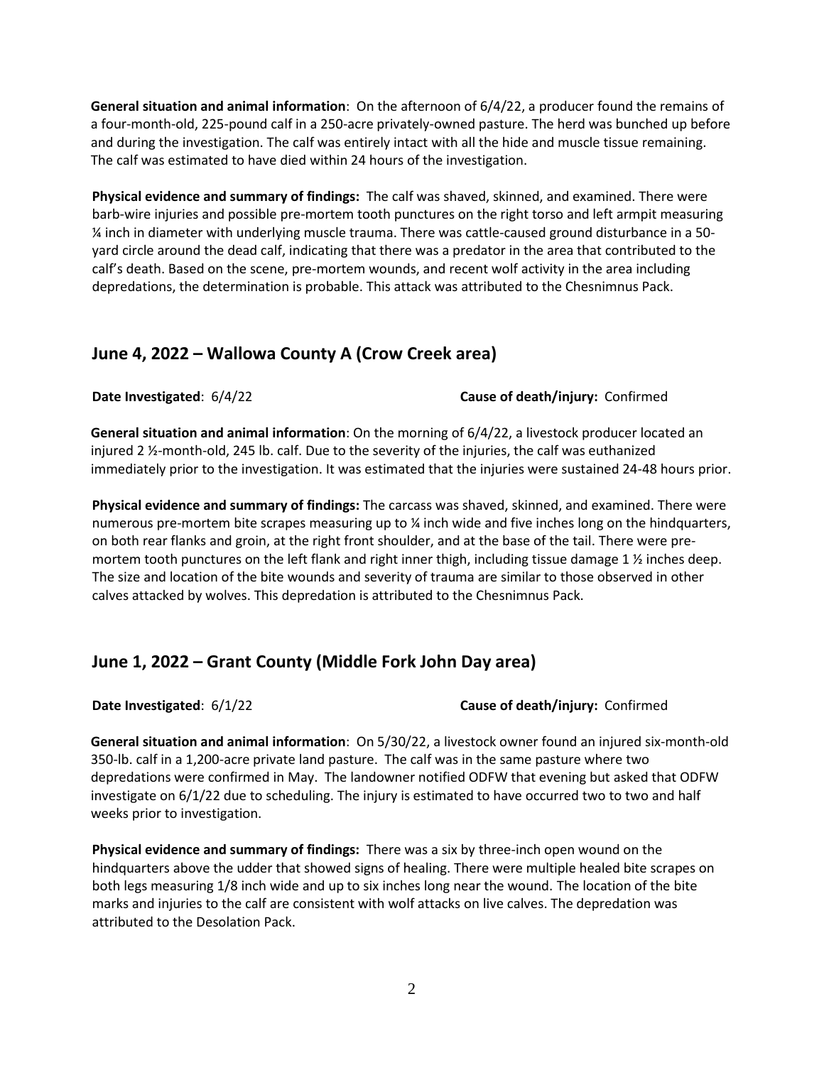**General situation and animal information**: On the afternoon of 6/4/22, a producer found the remains of a four-month-old, 225-pound calf in a 250-acre privately-owned pasture. The herd was bunched up before and during the investigation. The calf was entirely intact with all the hide and muscle tissue remaining. The calf was estimated to have died within 24 hours of the investigation.

**Physical evidence and summary of findings:** The calf was shaved, skinned, and examined. There were barb-wire injuries and possible pre-mortem tooth punctures on the right torso and left armpit measuring ¼ inch in diameter with underlying muscle trauma. There was cattle-caused ground disturbance in a 50-yard circle around the dead calf, indicating that there was a predator in the area that contributed to the calf's death. Based on the scene, pre-mortem wounds, and recent wolf activity in the area including depredations, the determination is probable. This attack was attributed to the Chesnimnus Pack.

## June 4, 2022 – Wallowa County A (Crow Creek area)

**Date Investigated**: 6/4/22 **Cause of death/injury:** Confirmed

**General situation and animal information**: On the morning of 6/4/22, a livestock producer located an injured 2 ½-month-old, 245 lb. calf. Due to the severity of the injuries, the calf was euthanized immediately prior to the investigation. It was estimated that the injuries were sustained 24-48 hours prior.

**Physical evidence and summary of findings:** The carcass was shaved, skinned, and examined. There were numerous pre-mortem bite scrapes measuring up to ¼ inch wide and five inches long on the hindquarters, on both rear flanks and groin, at the right front shoulder, and at the base of the tail. There were pre-mortem tooth punctures on the left flank and right inner thigh, including tissue damage 1 ½ inches deep. The size and location of the bite wounds and severity of trauma are similar to those observed in other calves attacked by wolves. This depredation is attributed to the Chesnimnus Pack.

## June 1, 2022 – Grant County (Middle Fork John Day area)

**Date Investigated**: 6/1/22 **Cause of death/injury:** Confirmed

**General situation and animal information**: On 5/30/22, a livestock owner found an injured six-month-old 350-lb. calf in a 1,200-acre private land pasture. The calf was in the same pasture where two depredations were confirmed in May. The landowner notified ODFW that evening but asked that ODFW investigate on 6/1/22 due to scheduling. The injury is estimated to have occurred two to two and half weeks prior to investigation.

**Physical evidence and summary of findings:** There was a six by three-inch open wound on the hindquarters above the udder that showed signs of healing. There were multiple healed bite scrapes on both legs measuring 1/8 inch wide and up to six inches long near the wound. The location of the bite marks and injuries to the calf are consistent with wolf attacks on live calves. The depredation was attributed to the Desolation Pack.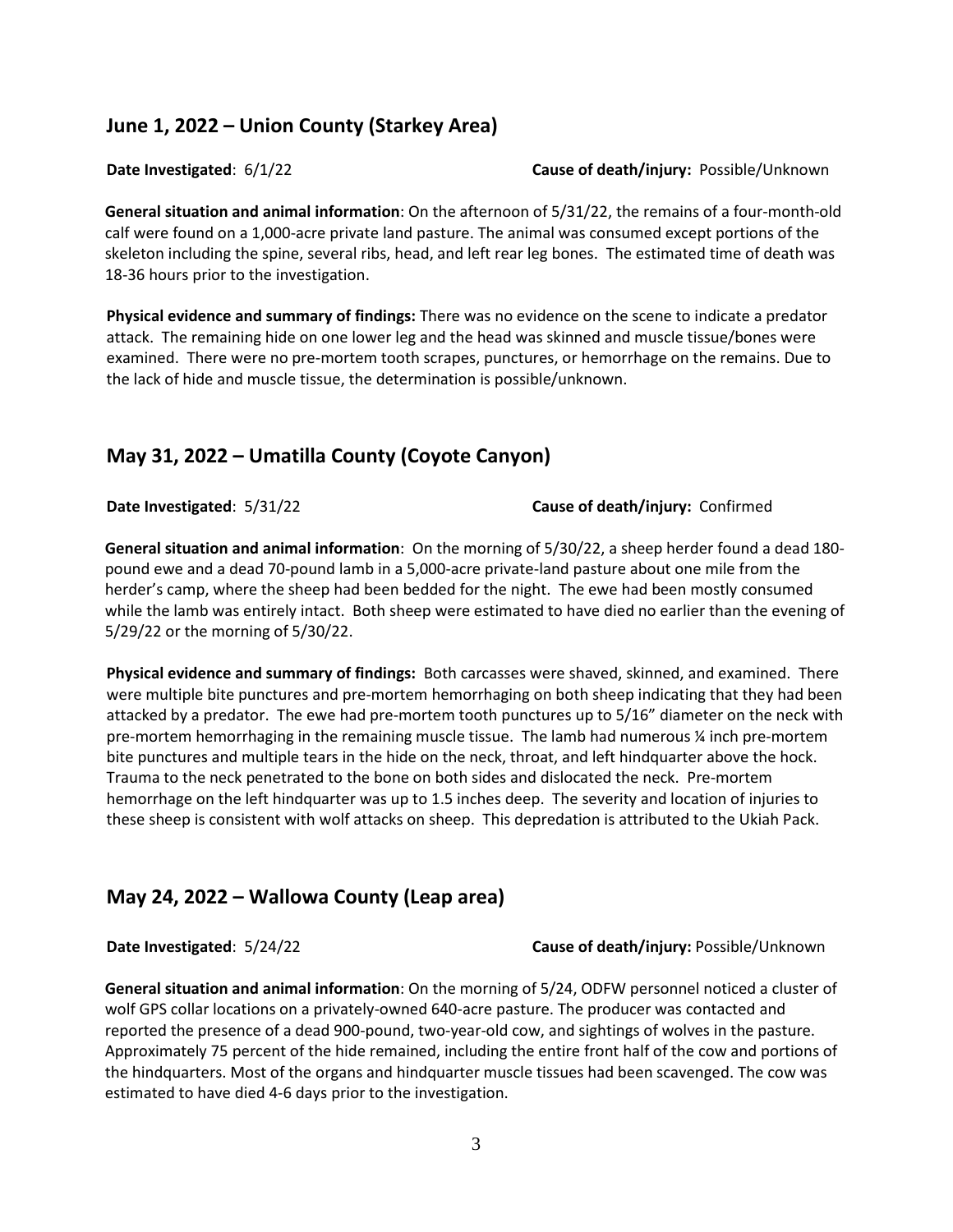## June 1, 2022 – Union County (Starkey Area)

**Date Investigated**: 6/1/22 **Cause of death/injury:** Possible/Unknown

**General situation and animal information**: On the afternoon of 5/31/22, the remains of a four-month-old calf were found on a 1,000-acre private land pasture. The animal was consumed except portions of the skeleton including the spine, several ribs, head, and left rear leg bones. The estimated time of death was 18-36 hours prior to the investigation.

**Physical evidence and summary of findings:** There was no evidence on the scene to indicate a predator attack. The remaining hide on one lower leg and the head was skinned and muscle tissue/bones were examined. There were no pre-mortem tooth scrapes, punctures, or hemorrhage on the remains. Due to the lack of hide and muscle tissue, the determination is possible/unknown.

## May 31, 2022 – Umatilla County (Coyote Canyon)

**Date Investigated**: 5/31/22 **Cause of death/injury:** Confirmed

**General situation and animal information**: On the morning of 5/30/22, a sheep herder found a dead 180-pound ewe and a dead 70-pound lamb in a 5,000-acre private-land pasture about one mile from the herder's camp, where the sheep had been bedded for the night. The ewe had been mostly consumed while the lamb was entirely intact. Both sheep were estimated to have died no earlier than the evening of 5/29/22 or the morning of 5/30/22.

**Physical evidence and summary of findings:** Both carcasses were shaved, skinned, and examined. There were multiple bite punctures and pre-mortem hemorrhaging on both sheep indicating that they had been attacked by a predator. The ewe had pre-mortem tooth punctures up to 5/16" diameter on the neck with pre-mortem hemorrhaging in the remaining muscle tissue. The lamb had numerous ¼ inch pre-mortem bite punctures and multiple tears in the hide on the neck, throat, and left hindquarter above the hock. Trauma to the neck penetrated to the bone on both sides and dislocated the neck. Pre-mortem hemorrhage on the left hindquarter was up to 1.5 inches deep. The severity and location of injuries to these sheep is consistent with wolf attacks on sheep. This depredation is attributed to the Ukiah Pack.

## May 24, 2022 – Wallowa County (Leap area)

**Date Investigated**: 5/24/22 **Cause of death/injury:** Possible/Unknown

**General situation and animal information**: On the morning of 5/24, ODFW personnel noticed a cluster of wolf GPS collar locations on a privately-owned 640-acre pasture. The producer was contacted and reported the presence of a dead 900-pound, two-year-old cow, and sightings of wolves in the pasture. Approximately 75 percent of the hide remained, including the entire front half of the cow and portions of the hindquarters. Most of the organs and hindquarter muscle tissues had been scavenged. The cow was estimated to have died 4-6 days prior to the investigation.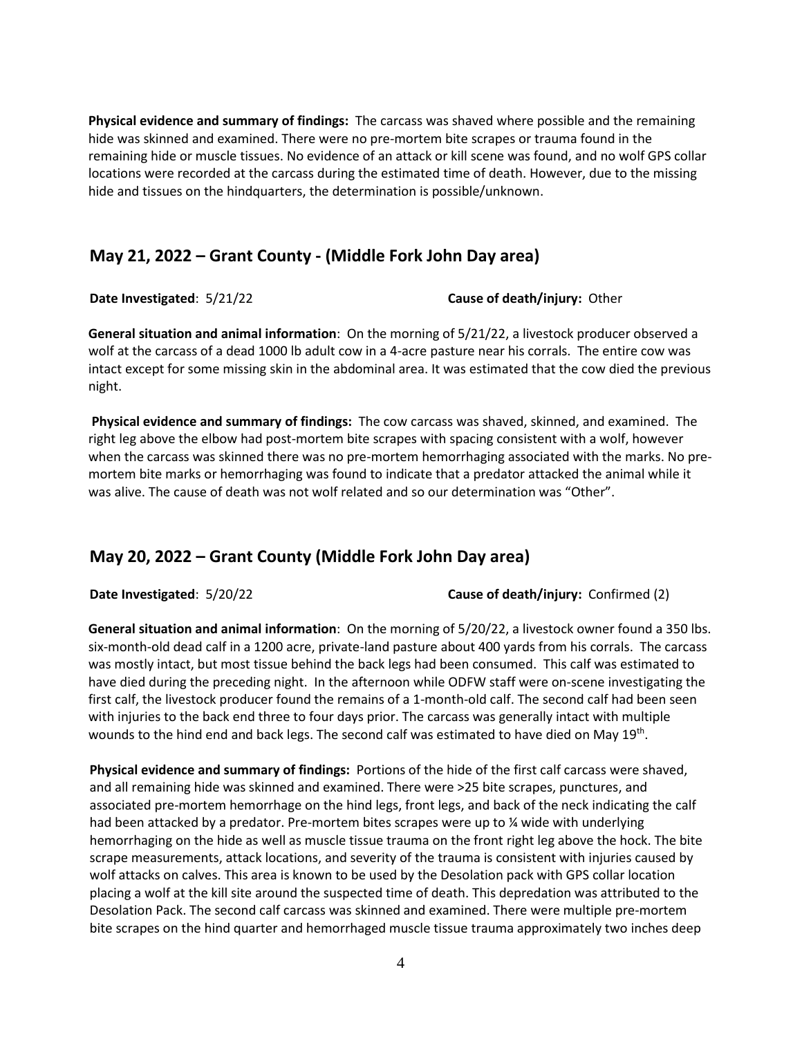**Physical evidence and summary of findings:** The carcass was shaved where possible and the remaining hide was skinned and examined. There were no pre-mortem bite scrapes or trauma found in the remaining hide or muscle tissues. No evidence of an attack or kill scene was found, and no wolf GPS collar locations were recorded at the carcass during the estimated time of death. However, due to the missing hide and tissues on the hindquarters, the determination is possible/unknown.

## May 21, 2022 – Grant County - (Middle Fork John Day area)

**Date Investigated**: 5/21/22 **Cause of death/injury:** Other

**General situation and animal information**: On the morning of 5/21/22, a livestock producer observed a wolf at the carcass of a dead 1000 lb adult cow in a 4-acre pasture near his corrals. The entire cow was intact except for some missing skin in the abdominal area. It was estimated that the cow died the previous night.

**Physical evidence and summary of findings:** The cow carcass was shaved, skinned, and examined. The right leg above the elbow had post-mortem bite scrapes with spacing consistent with a wolf, however when the carcass was skinned there was no pre-mortem hemorrhaging associated with the marks. No pre-mortem bite marks or hemorrhaging was found to indicate that a predator attacked the animal while it was alive. The cause of death was not wolf related and so our determination was "Other".

## May 20, 2022 – Grant County (Middle Fork John Day area)

**Date Investigated**: 5/20/22 **Cause of death/injury:** Confirmed (2)

**General situation and animal information**: On the morning of 5/20/22, a livestock owner found a 350 lbs. six-month-old dead calf in a 1200 acre, private-land pasture about 400 yards from his corrals. The carcass was mostly intact, but most tissue behind the back legs had been consumed. This calf was estimated to have died during the preceding night. In the afternoon while ODFW staff were on-scene investigating the first calf, the livestock producer found the remains of a 1-month-old calf. The second calf had been seen with injuries to the back end three to four days prior. The carcass was generally intact with multiple wounds to the hind end and back legs. The second calf was estimated to have died on May 19th.

**Physical evidence and summary of findings:** Portions of the hide of the first calf carcass were shaved, and all remaining hide was skinned and examined. There were >25 bite scrapes, punctures, and associated pre-mortem hemorrhage on the hind legs, front legs, and back of the neck indicating the calf had been attacked by a predator. Pre-mortem bites scrapes were up to ¼ wide with underlying hemorrhaging on the hide as well as muscle tissue trauma on the front right leg above the hock. The bite scrape measurements, attack locations, and severity of the trauma is consistent with injuries caused by wolf attacks on calves. This area is known to be used by the Desolation pack with GPS collar location placing a wolf at the kill site around the suspected time of death. This depredation was attributed to the Desolation Pack. The second calf carcass was skinned and examined. There were multiple pre-mortem bite scrapes on the hind quarter and hemorrhaged muscle tissue trauma approximately two inches deep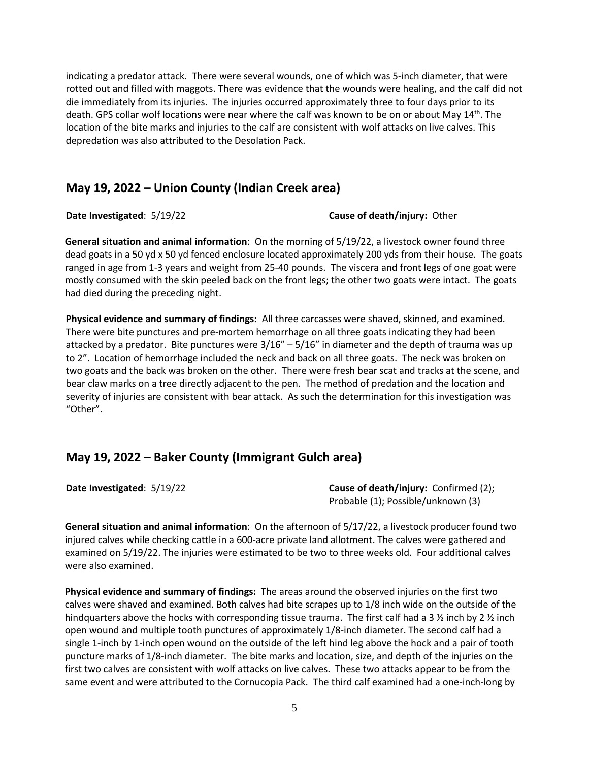indicating a predator attack. There were several wounds, one of which was 5-inch diameter, that were rotted out and filled with maggots. There was evidence that the wounds were healing, and the calf did not die immediately from its injuries. The injuries occurred approximately three to four days prior to its death. GPS collar wolf locations were near where the calf was known to be on or about May 14th. The location of the bite marks and injuries to the calf are consistent with wolf attacks on live calves. This depredation was also attributed to the Desolation Pack.

## May 19, 2022 – Union County (Indian Creek area)

**Date Investigated**: 5/19/22 **Cause of death/injury:** Other

**General situation and animal information**: On the morning of 5/19/22, a livestock owner found three dead goats in a 50 yd x 50 yd fenced enclosure located approximately 200 yds from their house. The goats ranged in age from 1-3 years and weight from 25-40 pounds. The viscera and front legs of one goat were mostly consumed with the skin peeled back on the front legs; the other two goats were intact. The goats had died during the preceding night.

**Physical evidence and summary of findings:** All three carcasses were shaved, skinned, and examined. There were bite punctures and pre-mortem hemorrhage on all three goats indicating they had been attacked by a predator. Bite punctures were 3/16" – 5/16" in diameter and the depth of trauma was up to 2". Location of hemorrhage included the neck and back on all three goats. The neck was broken on two goats and the back was broken on the other. There were fresh bear scat and tracks at the scene, and bear claw marks on a tree directly adjacent to the pen. The method of predation and the location and severity of injuries are consistent with bear attack. As such the determination for this investigation was "Other".

## May 19, 2022 – Baker County (Immigrant Gulch area)

**Date Investigated**: 5/19/22 **Cause of death/injury:** Confirmed (2); Probable (1); Possible/unknown (3)

**General situation and animal information**: On the afternoon of 5/17/22, a livestock producer found two injured calves while checking cattle in a 600-acre private land allotment. The calves were gathered and examined on 5/19/22. The injuries were estimated to be two to three weeks old. Four additional calves were also examined.

**Physical evidence and summary of findings:** The areas around the observed injuries on the first two calves were shaved and examined. Both calves had bite scrapes up to 1/8 inch wide on the outside of the hindquarters above the hocks with corresponding tissue trauma. The first calf had a 3 ½ inch by 2 ½ inch open wound and multiple tooth punctures of approximately 1/8-inch diameter. The second calf had a single 1-inch by 1-inch open wound on the outside of the left hind leg above the hock and a pair of tooth puncture marks of 1/8-inch diameter. The bite marks and location, size, and depth of the injuries on the first two calves are consistent with wolf attacks on live calves. These two attacks appear to be from the same event and were attributed to the Cornucopia Pack. The third calf examined had a one-inch-long by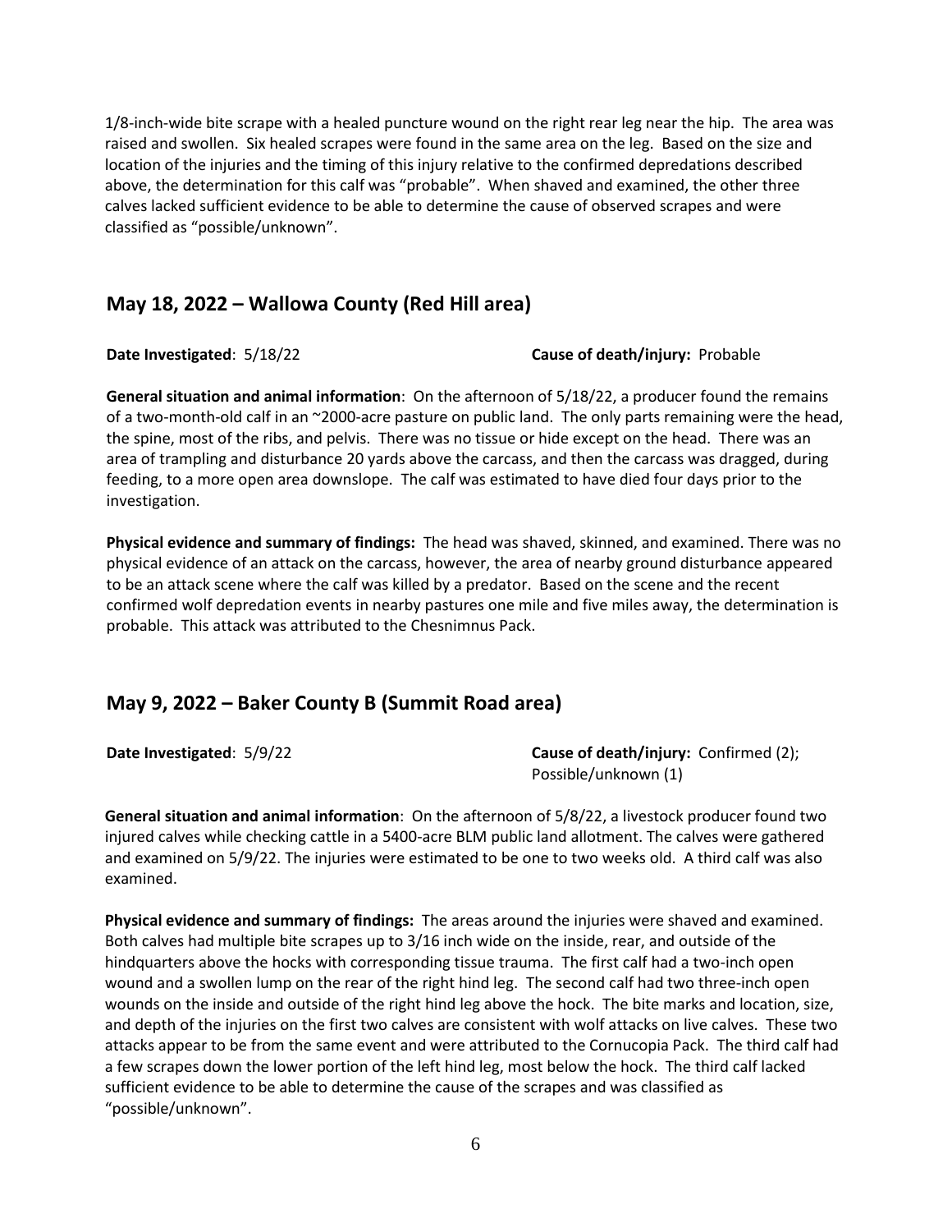1/8-inch-wide bite scrape with a healed puncture wound on the right rear leg near the hip. The area was raised and swollen. Six healed scrapes were found in the same area on the leg. Based on the size and location of the injuries and the timing of this injury relative to the confirmed depredations described above, the determination for this calf was "probable". When shaved and examined, the other three calves lacked sufficient evidence to be able to determine the cause of observed scrapes and were classified as "possible/unknown".

## May 18, 2022 – Wallowa County (Red Hill area)

**Date Investigated**: 5/18/22 **Cause of death/injury:** Probable

**General situation and animal information**: On the afternoon of 5/18/22, a producer found the remains of a two-month-old calf in an ~2000-acre pasture on public land. The only parts remaining were the head, the spine, most of the ribs, and pelvis. There was no tissue or hide except on the head. There was an area of trampling and disturbance 20 yards above the carcass, and then the carcass was dragged, during feeding, to a more open area downslope. The calf was estimated to have died four days prior to the investigation.

**Physical evidence and summary of findings:** The head was shaved, skinned, and examined. There was no physical evidence of an attack on the carcass, however, the area of nearby ground disturbance appeared to be an attack scene where the calf was killed by a predator. Based on the scene and the recent confirmed wolf depredation events in nearby pastures one mile and five miles away, the determination is probable. This attack was attributed to the Chesnimnus Pack.

## May 9, 2022 – Baker County B (Summit Road area)

**Date Investigated**: 5/9/22 **Cause of death/injury:** Confirmed (2); Possible/unknown (1)

**General situation and animal information**: On the afternoon of 5/8/22, a livestock producer found two injured calves while checking cattle in a 5400-acre BLM public land allotment. The calves were gathered and examined on 5/9/22. The injuries were estimated to be one to two weeks old. A third calf was also examined.

**Physical evidence and summary of findings:** The areas around the injuries were shaved and examined. Both calves had multiple bite scrapes up to 3/16 inch wide on the inside, rear, and outside of the hindquarters above the hocks with corresponding tissue trauma. The first calf had a two-inch open wound and a swollen lump on the rear of the right hind leg. The second calf had two three-inch open wounds on the inside and outside of the right hind leg above the hock. The bite marks and location, size, and depth of the injuries on the first two calves are consistent with wolf attacks on live calves. These two attacks appear to be from the same event and were attributed to the Cornucopia Pack. The third calf had a few scrapes down the lower portion of the left hind leg, most below the hock. The third calf lacked sufficient evidence to be able to determine the cause of the scrapes and was classified as "possible/unknown".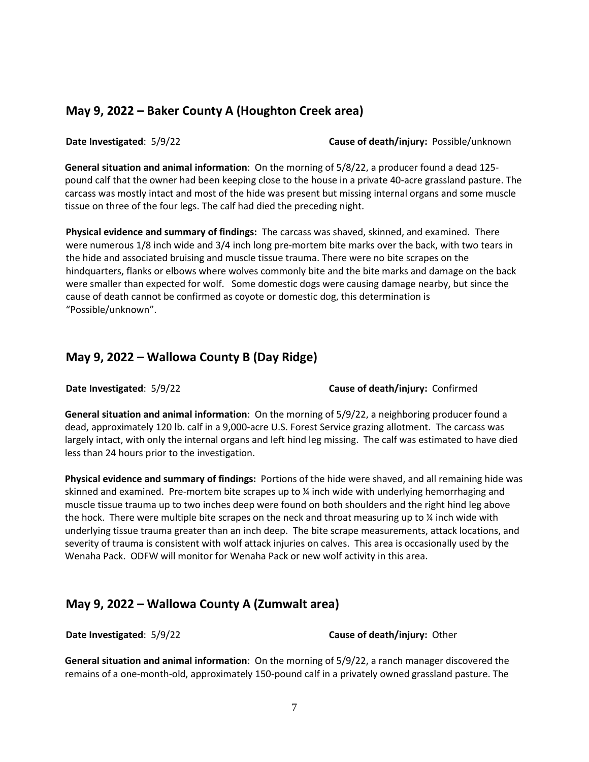## May 9, 2022 – Baker County A (Houghton Creek area)

**Date Investigated**: 5/9/22 **Cause of death/injury:** Possible/unknown

**General situation and animal information**: On the morning of 5/8/22, a producer found a dead 125-pound calf that the owner had been keeping close to the house in a private 40-acre grassland pasture. The carcass was mostly intact and most of the hide was present but missing internal organs and some muscle tissue on three of the four legs. The calf had died the preceding night.

**Physical evidence and summary of findings:** The carcass was shaved, skinned, and examined. There were numerous 1/8 inch wide and 3/4 inch long pre-mortem bite marks over the back, with two tears in the hide and associated bruising and muscle tissue trauma. There were no bite scrapes on the hindquarters, flanks or elbows where wolves commonly bite and the bite marks and damage on the back were smaller than expected for wolf. Some domestic dogs were causing damage nearby, but since the cause of death cannot be confirmed as coyote or domestic dog, this determination is "Possible/unknown".

## May 9, 2022 – Wallowa County B (Day Ridge)

**Date Investigated**: 5/9/22 **Cause of death/injury:** Confirmed

**General situation and animal information**: On the morning of 5/9/22, a neighboring producer found a dead, approximately 120 lb. calf in a 9,000-acre U.S. Forest Service grazing allotment. The carcass was largely intact, with only the internal organs and left hind leg missing. The calf was estimated to have died less than 24 hours prior to the investigation.

**Physical evidence and summary of findings:** Portions of the hide were shaved, and all remaining hide was skinned and examined. Pre-mortem bite scrapes up to ¼ inch wide with underlying hemorrhaging and muscle tissue trauma up to two inches deep were found on both shoulders and the right hind leg above the hock. There were multiple bite scrapes on the neck and throat measuring up to ¼ inch wide with underlying tissue trauma greater than an inch deep. The bite scrape measurements, attack locations, and severity of trauma is consistent with wolf attack injuries on calves. This area is occasionally used by the Wenaha Pack. ODFW will monitor for Wenaha Pack or new wolf activity in this area.

## May 9, 2022 – Wallowa County A (Zumwalt area)

**Date Investigated**: 5/9/22 **Cause of death/injury:** Other

**General situation and animal information**: On the morning of 5/9/22, a ranch manager discovered the remains of a one-month-old, approximately 150-pound calf in a privately owned grassland pasture. The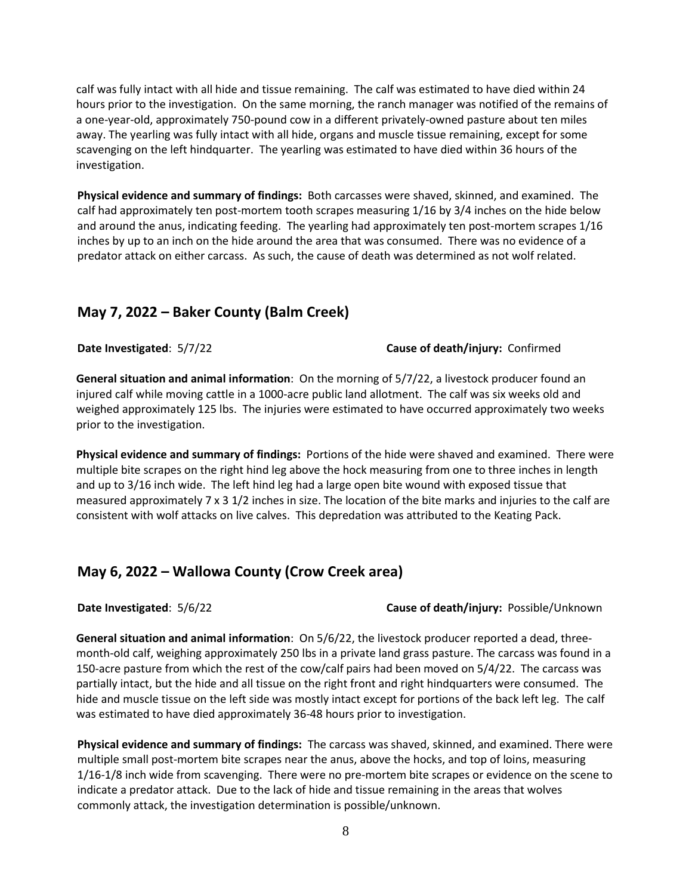calf was fully intact with all hide and tissue remaining. The calf was estimated to have died within 24 hours prior to the investigation. On the same morning, the ranch manager was notified of the remains of a one-year-old, approximately 750-pound cow in a different privately-owned pasture about ten miles away. The yearling was fully intact with all hide, organs and muscle tissue remaining, except for some scavenging on the left hindquarter. The yearling was estimated to have died within 36 hours of the investigation.

**Physical evidence and summary of findings:** Both carcasses were shaved, skinned, and examined. The calf had approximately ten post-mortem tooth scrapes measuring 1/16 by 3/4 inches on the hide below and around the anus, indicating feeding. The yearling had approximately ten post-mortem scrapes 1/16 inches by up to an inch on the hide around the area that was consumed. There was no evidence of a predator attack on either carcass. As such, the cause of death was determined as not wolf related.

## May 7, 2022 – Baker County (Balm Creek)

**Date Investigated**: 5/7/22 **Cause of death/injury:** Confirmed

**General situation and animal information**: On the morning of 5/7/22, a livestock producer found an injured calf while moving cattle in a 1000-acre public land allotment. The calf was six weeks old and weighed approximately 125 lbs. The injuries were estimated to have occurred approximately two weeks prior to the investigation.

**Physical evidence and summary of findings:** Portions of the hide were shaved and examined. There were multiple bite scrapes on the right hind leg above the hock measuring from one to three inches in length and up to 3/16 inch wide. The left hind leg had a large open bite wound with exposed tissue that measured approximately 7 x 3 1/2 inches in size. The location of the bite marks and injuries to the calf are consistent with wolf attacks on live calves. This depredation was attributed to the Keating Pack.

## May 6, 2022 – Wallowa County (Crow Creek area)

**Date Investigated**: 5/6/22 **Cause of death/injury:** Possible/Unknown

**General situation and animal information**: On 5/6/22, the livestock producer reported a dead, three-month-old calf, weighing approximately 250 lbs in a private land grass pasture. The carcass was found in a 150-acre pasture from which the rest of the cow/calf pairs had been moved on 5/4/22. The carcass was partially intact, but the hide and all tissue on the right front and right hindquarters were consumed. The hide and muscle tissue on the left side was mostly intact except for portions of the back left leg. The calf was estimated to have died approximately 36-48 hours prior to investigation.

**Physical evidence and summary of findings:** The carcass was shaved, skinned, and examined. There were multiple small post-mortem bite scrapes near the anus, above the hocks, and top of loins, measuring 1/16-1/8 inch wide from scavenging. There were no pre-mortem bite scrapes or evidence on the scene to indicate a predator attack. Due to the lack of hide and tissue remaining in the areas that wolves commonly attack, the investigation determination is possible/unknown.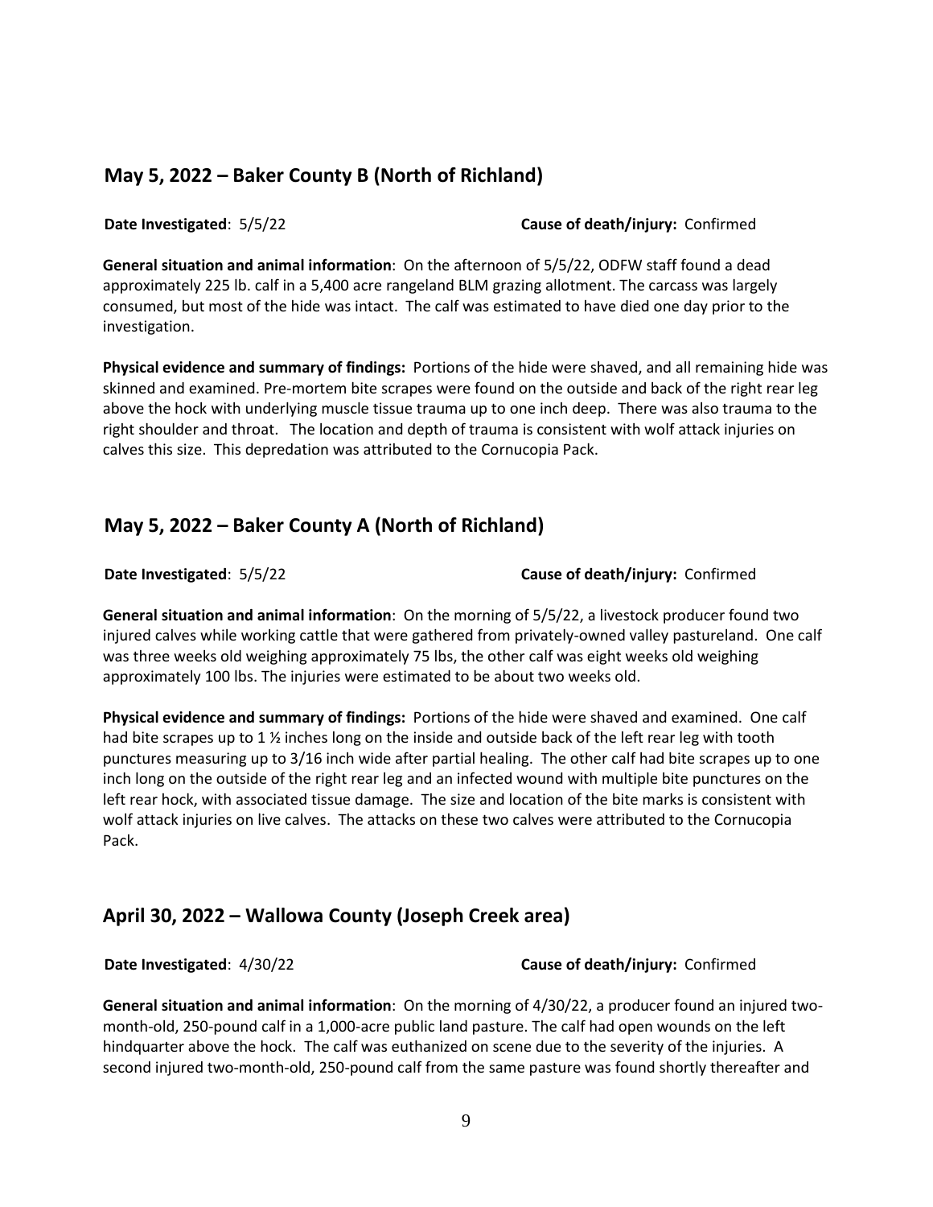## May 5, 2022 – Baker County B (North of Richland)

**Date Investigated**: 5/5/22 **Cause of death/injury:** Confirmed

**General situation and animal information**: On the afternoon of 5/5/22, ODFW staff found a dead approximately 225 lb. calf in a 5,400 acre rangeland BLM grazing allotment. The carcass was largely consumed, but most of the hide was intact. The calf was estimated to have died one day prior to the investigation.

**Physical evidence and summary of findings:** Portions of the hide were shaved, and all remaining hide was skinned and examined. Pre-mortem bite scrapes were found on the outside and back of the right rear leg above the hock with underlying muscle tissue trauma up to one inch deep. There was also trauma to the right shoulder and throat. The location and depth of trauma is consistent with wolf attack injuries on calves this size. This depredation was attributed to the Cornucopia Pack.

## May 5, 2022 – Baker County A (North of Richland)

**Date Investigated**: 5/5/22 **Cause of death/injury:** Confirmed

**General situation and animal information**: On the morning of 5/5/22, a livestock producer found two injured calves while working cattle that were gathered from privately-owned valley pastureland. One calf was three weeks old weighing approximately 75 lbs, the other calf was eight weeks old weighing approximately 100 lbs. The injuries were estimated to be about two weeks old.

**Physical evidence and summary of findings:** Portions of the hide were shaved and examined. One calf had bite scrapes up to 1 ½ inches long on the inside and outside back of the left rear leg with tooth punctures measuring up to 3/16 inch wide after partial healing. The other calf had bite scrapes up to one inch long on the outside of the right rear leg and an infected wound with multiple bite punctures on the left rear hock, with associated tissue damage. The size and location of the bite marks is consistent with wolf attack injuries on live calves. The attacks on these two calves were attributed to the Cornucopia Pack.

## April 30, 2022 – Wallowa County (Joseph Creek area)

**Date Investigated**: 4/30/22 **Cause of death/injury:** Confirmed

**General situation and animal information**: On the morning of 4/30/22, a producer found an injured two-month-old, 250-pound calf in a 1,000-acre public land pasture. The calf had open wounds on the left hindquarter above the hock. The calf was euthanized on scene due to the severity of the injuries. A second injured two-month-old, 250-pound calf from the same pasture was found shortly thereafter and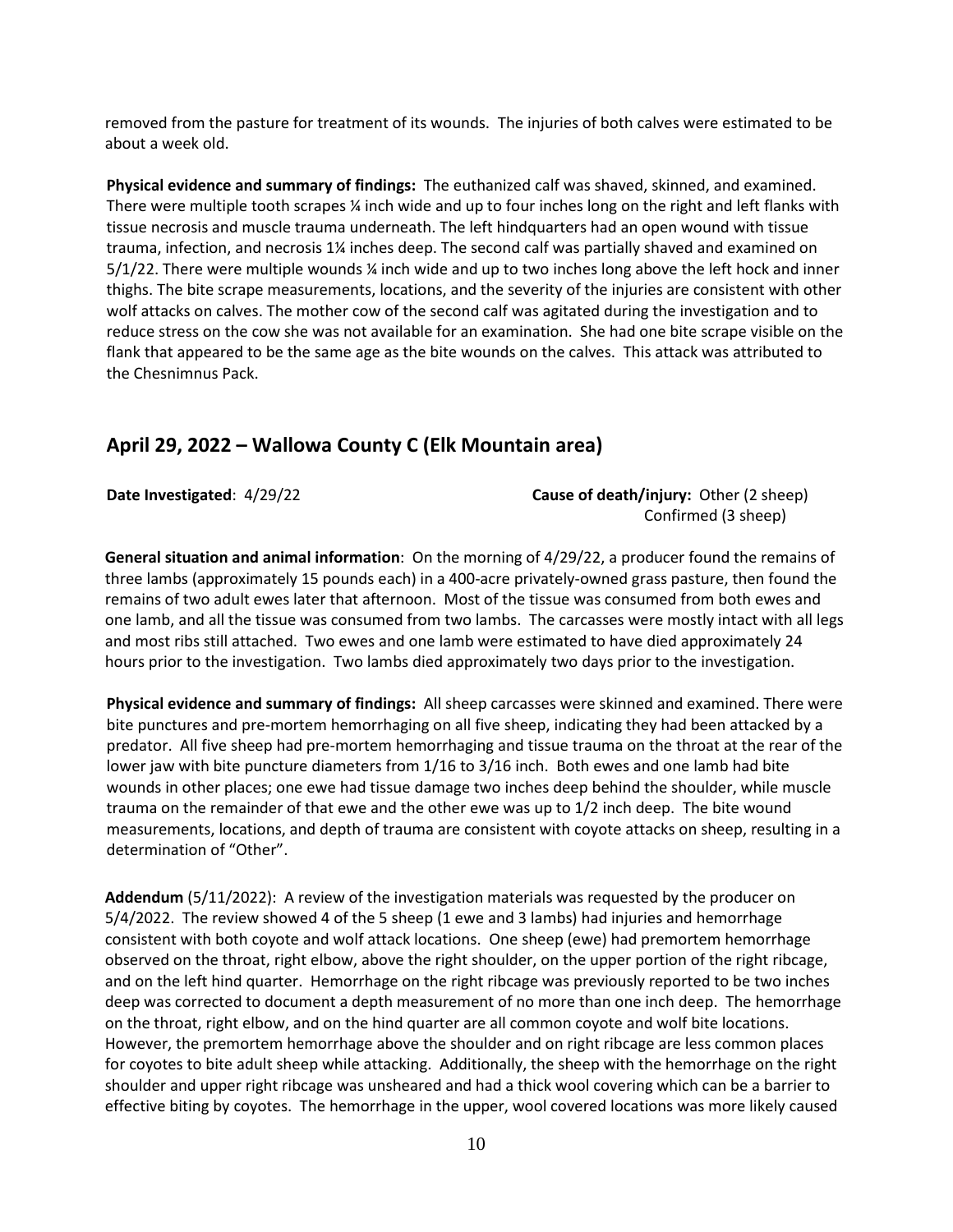removed from the pasture for treatment of its wounds. The injuries of both calves were estimated to be about a week old.

**Physical evidence and summary of findings:** The euthanized calf was shaved, skinned, and examined. There were multiple tooth scrapes ¼ inch wide and up to four inches long on the right and left flanks with tissue necrosis and muscle trauma underneath. The left hindquarters had an open wound with tissue trauma, infection, and necrosis 1¼ inches deep. The second calf was partially shaved and examined on 5/1/22. There were multiple wounds ¼ inch wide and up to two inches long above the left hock and inner thighs. The bite scrape measurements, locations, and the severity of the injuries are consistent with other wolf attacks on calves. The mother cow of the second calf was agitated during the investigation and to reduce stress on the cow she was not available for an examination. She had one bite scrape visible on the flank that appeared to be the same age as the bite wounds on the calves. This attack was attributed to the Chesnimnus Pack.

## April 29, 2022 – Wallowa County C (Elk Mountain area)

**Date Investigated**: 4/29/22 **Cause of death/injury:** Other (2 sheep) Confirmed (3 sheep)

**General situation and animal information**: On the morning of 4/29/22, a producer found the remains of three lambs (approximately 15 pounds each) in a 400-acre privately-owned grass pasture, then found the remains of two adult ewes later that afternoon. Most of the tissue was consumed from both ewes and one lamb, and all the tissue was consumed from two lambs. The carcasses were mostly intact with all legs and most ribs still attached. Two ewes and one lamb were estimated to have died approximately 24 hours prior to the investigation. Two lambs died approximately two days prior to the investigation.

**Physical evidence and summary of findings:** All sheep carcasses were skinned and examined. There were bite punctures and pre-mortem hemorrhaging on all five sheep, indicating they had been attacked by a predator. All five sheep had pre-mortem hemorrhaging and tissue trauma on the throat at the rear of the lower jaw with bite puncture diameters from 1/16 to 3/16 inch. Both ewes and one lamb had bite wounds in other places; one ewe had tissue damage two inches deep behind the shoulder, while muscle trauma on the remainder of that ewe and the other ewe was up to 1/2 inch deep. The bite wound measurements, locations, and depth of trauma are consistent with coyote attacks on sheep, resulting in a determination of "Other".

**Addendum** (5/11/2022): A review of the investigation materials was requested by the producer on 5/4/2022. The review showed 4 of the 5 sheep (1 ewe and 3 lambs) had injuries and hemorrhage consistent with both coyote and wolf attack locations. One sheep (ewe) had premortem hemorrhage observed on the throat, right elbow, above the right shoulder, on the upper portion of the right ribcage, and on the left hind quarter. Hemorrhage on the right ribcage was previously reported to be two inches deep was corrected to document a depth measurement of no more than one inch deep. The hemorrhage on the throat, right elbow, and on the hind quarter are all common coyote and wolf bite locations. However, the premortem hemorrhage above the shoulder and on right ribcage are less common places for coyotes to bite adult sheep while attacking. Additionally, the sheep with the hemorrhage on the right shoulder and upper right ribcage was unsheared and had a thick wool covering which can be a barrier to effective biting by coyotes. The hemorrhage in the upper, wool covered locations was more likely caused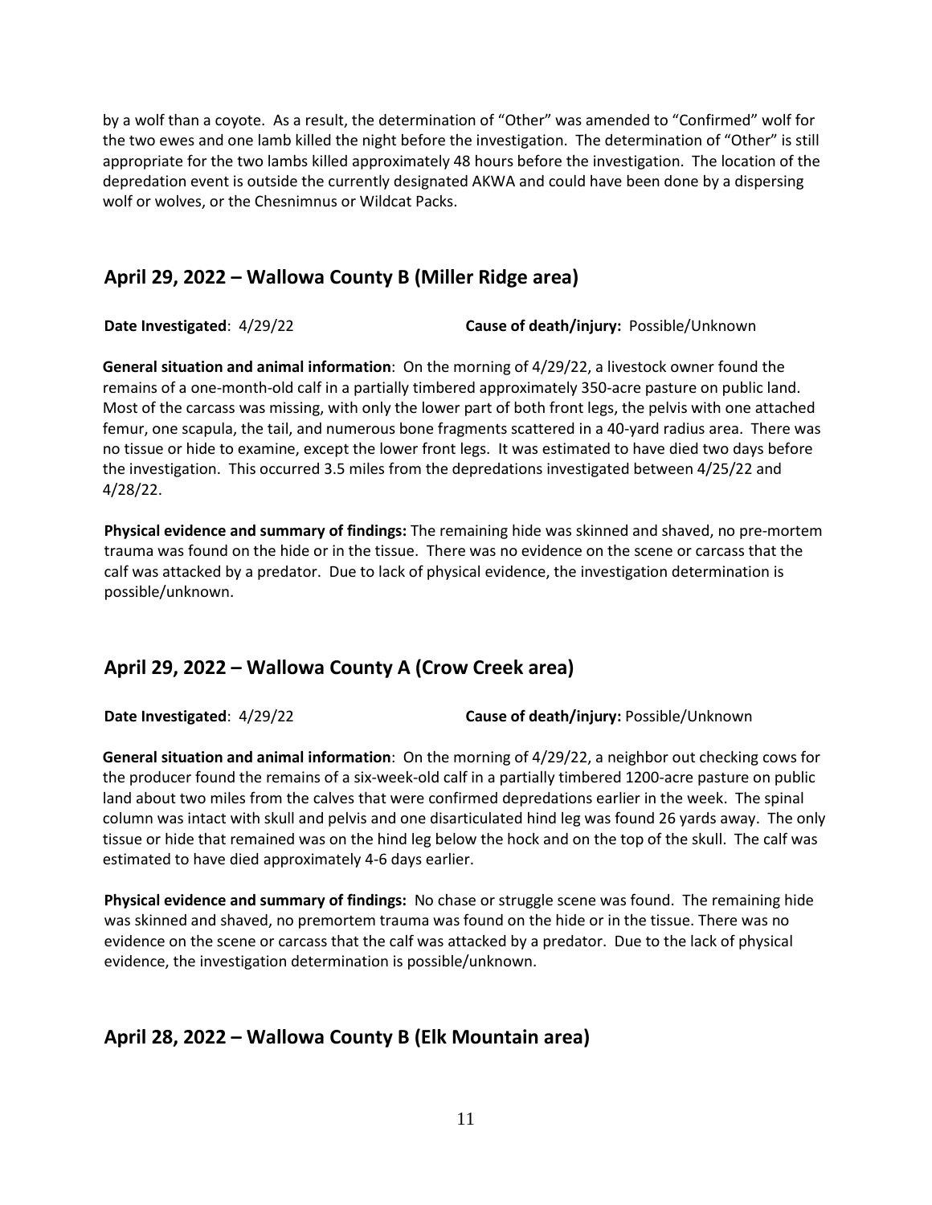by a wolf than a coyote. As a result, the determination of "Other" was amended to "Confirmed" wolf for the two ewes and one lamb killed the night before the investigation. The determination of "Other" is still appropriate for the two lambs killed approximately 48 hours before the investigation. The location of the depredation event is outside the currently designated AKWA and could have been done by a dispersing wolf or wolves, or the Chesnimnus or Wildcat Packs.

## April 29, 2022 – Wallowa County B (Miller Ridge area)

**Date Investigated**: 4/29/22 **Cause of death/injury:** Possible/Unknown

**General situation and animal information**: On the morning of 4/29/22, a livestock owner found the remains of a one-month-old calf in a partially timbered approximately 350-acre pasture on public land. Most of the carcass was missing, with only the lower part of both front legs, the pelvis with one attached femur, one scapula, the tail, and numerous bone fragments scattered in a 40-yard radius area. There was no tissue or hide to examine, except the lower front legs. It was estimated to have died two days before the investigation. This occurred 3.5 miles from the depredations investigated between 4/25/22 and 4/28/22.

**Physical evidence and summary of findings:** The remaining hide was skinned and shaved, no pre-mortem trauma was found on the hide or in the tissue. There was no evidence on the scene or carcass that the calf was attacked by a predator. Due to lack of physical evidence, the investigation determination is possible/unknown.

## April 29, 2022 – Wallowa County A (Crow Creek area)

**Date Investigated**: 4/29/22 **Cause of death/injury:** Possible/Unknown

**General situation and animal information**: On the morning of 4/29/22, a neighbor out checking cows for the producer found the remains of a six-week-old calf in a partially timbered 1200-acre pasture on public land about two miles from the calves that were confirmed depredations earlier in the week. The spinal column was intact with skull and pelvis and one disarticulated hind leg was found 26 yards away. The only tissue or hide that remained was on the hind leg below the hock and on the top of the skull. The calf was estimated to have died approximately 4-6 days earlier.

**Physical evidence and summary of findings:** No chase or struggle scene was found. The remaining hide was skinned and shaved, no premortem trauma was found on the hide or in the tissue. There was no evidence on the scene or carcass that the calf was attacked by a predator. Due to the lack of physical evidence, the investigation determination is possible/unknown.

## April 28, 2022 – Wallowa County B (Elk Mountain area)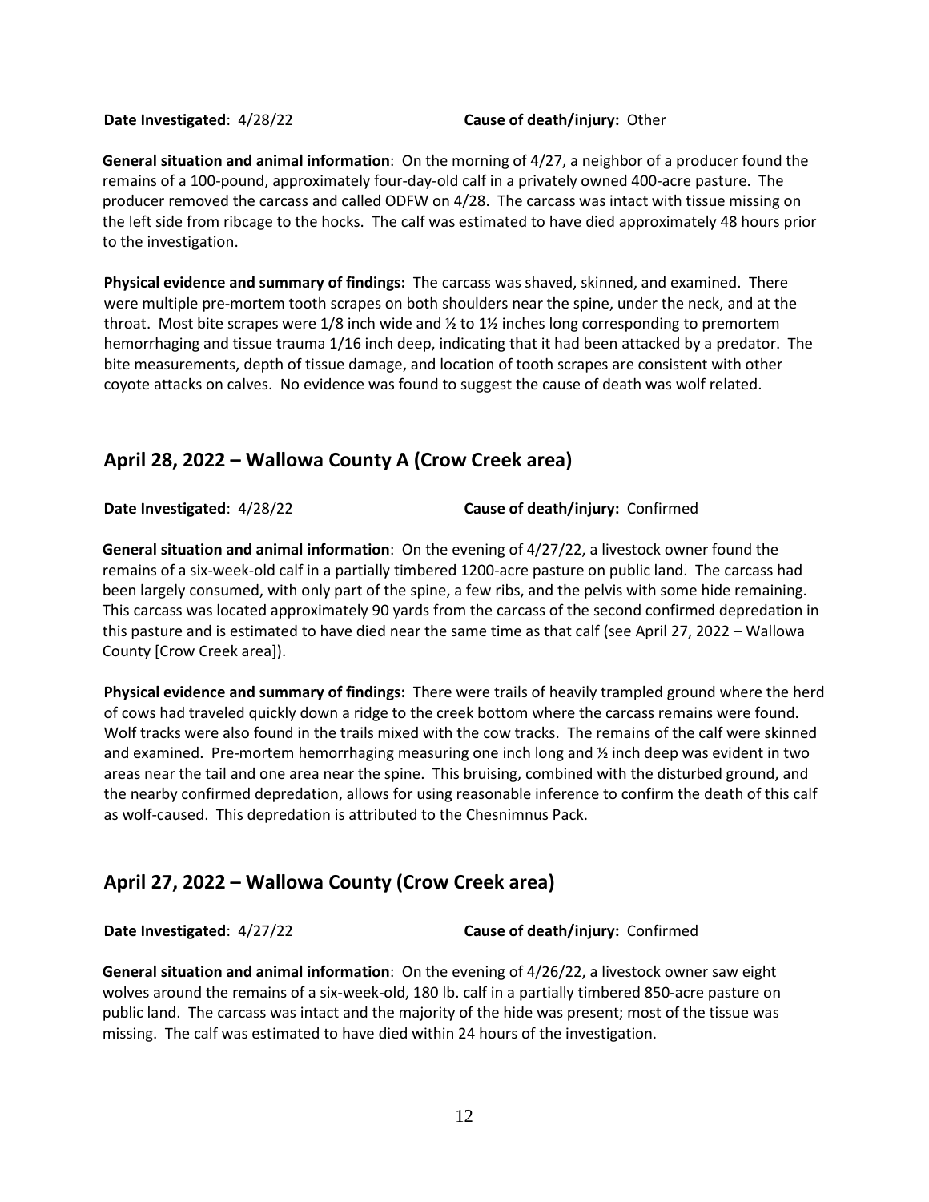**Date Investigated**: 4/28/22 **Cause of death/injury:** Other

**General situation and animal information**: On the morning of 4/27, a neighbor of a producer found the remains of a 100-pound, approximately four-day-old calf in a privately owned 400-acre pasture. The producer removed the carcass and called ODFW on 4/28. The carcass was intact with tissue missing on the left side from ribcage to the hocks. The calf was estimated to have died approximately 48 hours prior to the investigation.

**Physical evidence and summary of findings:** The carcass was shaved, skinned, and examined. There were multiple pre-mortem tooth scrapes on both shoulders near the spine, under the neck, and at the throat. Most bite scrapes were 1/8 inch wide and ½ to 1½ inches long corresponding to premortem hemorrhaging and tissue trauma 1/16 inch deep, indicating that it had been attacked by a predator. The bite measurements, depth of tissue damage, and location of tooth scrapes are consistent with other coyote attacks on calves. No evidence was found to suggest the cause of death was wolf related.

## April 28, 2022 – Wallowa County A (Crow Creek area)

**Date Investigated**: 4/28/22 **Cause of death/injury:** Confirmed

**General situation and animal information**: On the evening of 4/27/22, a livestock owner found the remains of a six-week-old calf in a partially timbered 1200-acre pasture on public land. The carcass had been largely consumed, with only part of the spine, a few ribs, and the pelvis with some hide remaining. This carcass was located approximately 90 yards from the carcass of the second confirmed depredation in this pasture and is estimated to have died near the same time as that calf (see April 27, 2022 – Wallowa County [Crow Creek area]).

**Physical evidence and summary of findings:** There were trails of heavily trampled ground where the herd of cows had traveled quickly down a ridge to the creek bottom where the carcass remains were found. Wolf tracks were also found in the trails mixed with the cow tracks. The remains of the calf were skinned and examined. Pre-mortem hemorrhaging measuring one inch long and ½ inch deep was evident in two areas near the tail and one area near the spine. This bruising, combined with the disturbed ground, and the nearby confirmed depredation, allows for using reasonable inference to confirm the death of this calf as wolf-caused. This depredation is attributed to the Chesnimnus Pack.

## April 27, 2022 – Wallowa County (Crow Creek area)

**Date Investigated**: 4/27/22 **Cause of death/injury:** Confirmed

**General situation and animal information**: On the evening of 4/26/22, a livestock owner saw eight wolves around the remains of a six-week-old, 180 lb. calf in a partially timbered 850-acre pasture on public land. The carcass was intact and the majority of the hide was present; most of the tissue was missing. The calf was estimated to have died within 24 hours of the investigation.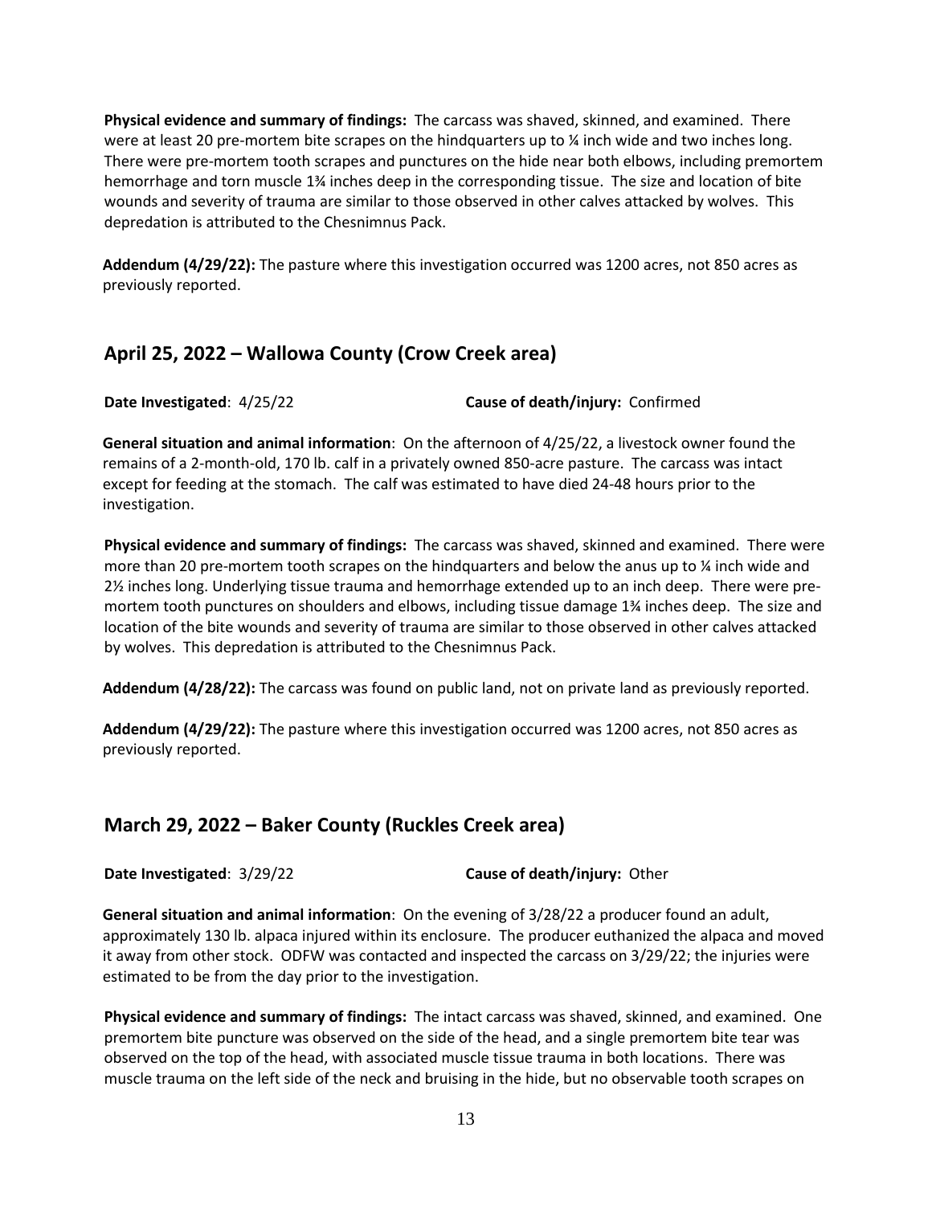**Physical evidence and summary of findings:** The carcass was shaved, skinned, and examined. There were at least 20 pre-mortem bite scrapes on the hindquarters up to ¼ inch wide and two inches long. There were pre-mortem tooth scrapes and punctures on the hide near both elbows, including premortem hemorrhage and torn muscle 1¾ inches deep in the corresponding tissue. The size and location of bite wounds and severity of trauma are similar to those observed in other calves attacked by wolves. This depredation is attributed to the Chesnimnus Pack.

**Addendum (4/29/22):** The pasture where this investigation occurred was 1200 acres, not 850 acres as previously reported.

## April 25, 2022 – Wallowa County (Crow Creek area)

**Date Investigated**: 4/25/22 **Cause of death/injury:** Confirmed

**General situation and animal information**: On the afternoon of 4/25/22, a livestock owner found the remains of a 2-month-old, 170 lb. calf in a privately owned 850-acre pasture. The carcass was intact except for feeding at the stomach. The calf was estimated to have died 24-48 hours prior to the investigation.

**Physical evidence and summary of findings:** The carcass was shaved, skinned and examined. There were more than 20 pre-mortem tooth scrapes on the hindquarters and below the anus up to ¼ inch wide and 2½ inches long. Underlying tissue trauma and hemorrhage extended up to an inch deep. There were pre-mortem tooth punctures on shoulders and elbows, including tissue damage 1¾ inches deep. The size and location of the bite wounds and severity of trauma are similar to those observed in other calves attacked by wolves. This depredation is attributed to the Chesnimnus Pack.

**Addendum (4/28/22):** The carcass was found on public land, not on private land as previously reported.

**Addendum (4/29/22):** The pasture where this investigation occurred was 1200 acres, not 850 acres as previously reported.

## March 29, 2022 – Baker County (Ruckles Creek area)

**Date Investigated**: 3/29/22 **Cause of death/injury:** Other

**General situation and animal information**: On the evening of 3/28/22 a producer found an adult, approximately 130 lb. alpaca injured within its enclosure. The producer euthanized the alpaca and moved it away from other stock. ODFW was contacted and inspected the carcass on 3/29/22; the injuries were estimated to be from the day prior to the investigation.

**Physical evidence and summary of findings:** The intact carcass was shaved, skinned, and examined. One premortem bite puncture was observed on the side of the head, and a single premortem bite tear was observed on the top of the head, with associated muscle tissue trauma in both locations. There was muscle trauma on the left side of the neck and bruising in the hide, but no observable tooth scrapes on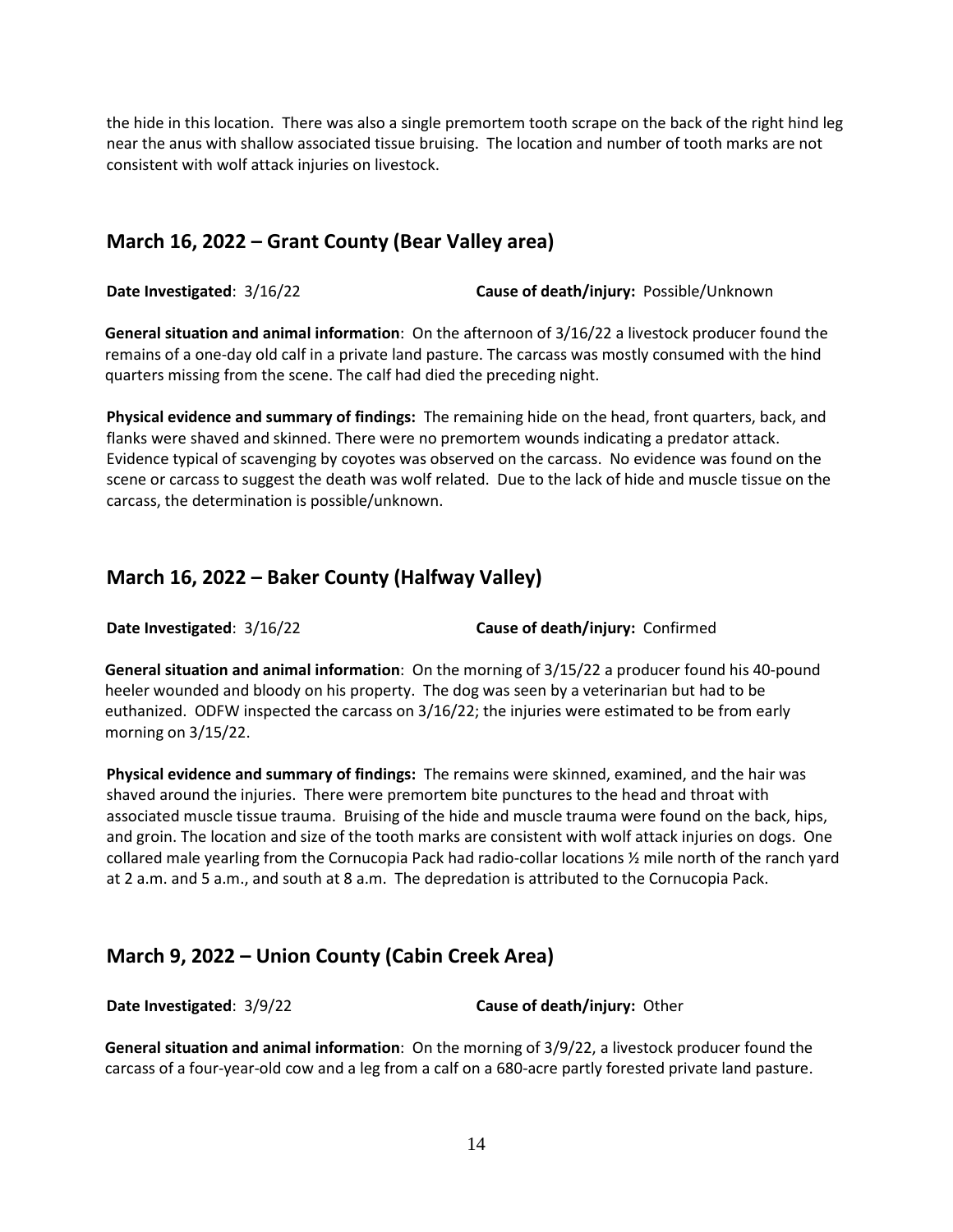the hide in this location. There was also a single premortem tooth scrape on the back of the right hind leg near the anus with shallow associated tissue bruising. The location and number of tooth marks are not consistent with wolf attack injuries on livestock.

## March 16, 2022 – Grant County (Bear Valley area)

**Date Investigated**: 3/16/22 **Cause of death/injury:** Possible/Unknown

**General situation and animal information**: On the afternoon of 3/16/22 a livestock producer found the remains of a one-day old calf in a private land pasture. The carcass was mostly consumed with the hind quarters missing from the scene. The calf had died the preceding night.

**Physical evidence and summary of findings:** The remaining hide on the head, front quarters, back, and flanks were shaved and skinned. There were no premortem wounds indicating a predator attack. Evidence typical of scavenging by coyotes was observed on the carcass. No evidence was found on the scene or carcass to suggest the death was wolf related. Due to the lack of hide and muscle tissue on the carcass, the determination is possible/unknown.

## March 16, 2022 – Baker County (Halfway Valley)

**Date Investigated**: 3/16/22 **Cause of death/injury:** Confirmed

**General situation and animal information**: On the morning of 3/15/22 a producer found his 40-pound heeler wounded and bloody on his property. The dog was seen by a veterinarian but had to be euthanized. ODFW inspected the carcass on 3/16/22; the injuries were estimated to be from early morning on 3/15/22.

**Physical evidence and summary of findings:** The remains were skinned, examined, and the hair was shaved around the injuries. There were premortem bite punctures to the head and throat with associated muscle tissue trauma. Bruising of the hide and muscle trauma were found on the back, hips, and groin. The location and size of the tooth marks are consistent with wolf attack injuries on dogs. One collared male yearling from the Cornucopia Pack had radio-collar locations ½ mile north of the ranch yard at 2 a.m. and 5 a.m., and south at 8 a.m. The depredation is attributed to the Cornucopia Pack.

## March 9, 2022 – Union County (Cabin Creek Area)

**Date Investigated**: 3/9/22 **Cause of death/injury:** Other

**General situation and animal information**: On the morning of 3/9/22, a livestock producer found the carcass of a four-year-old cow and a leg from a calf on a 680-acre partly forested private land pasture.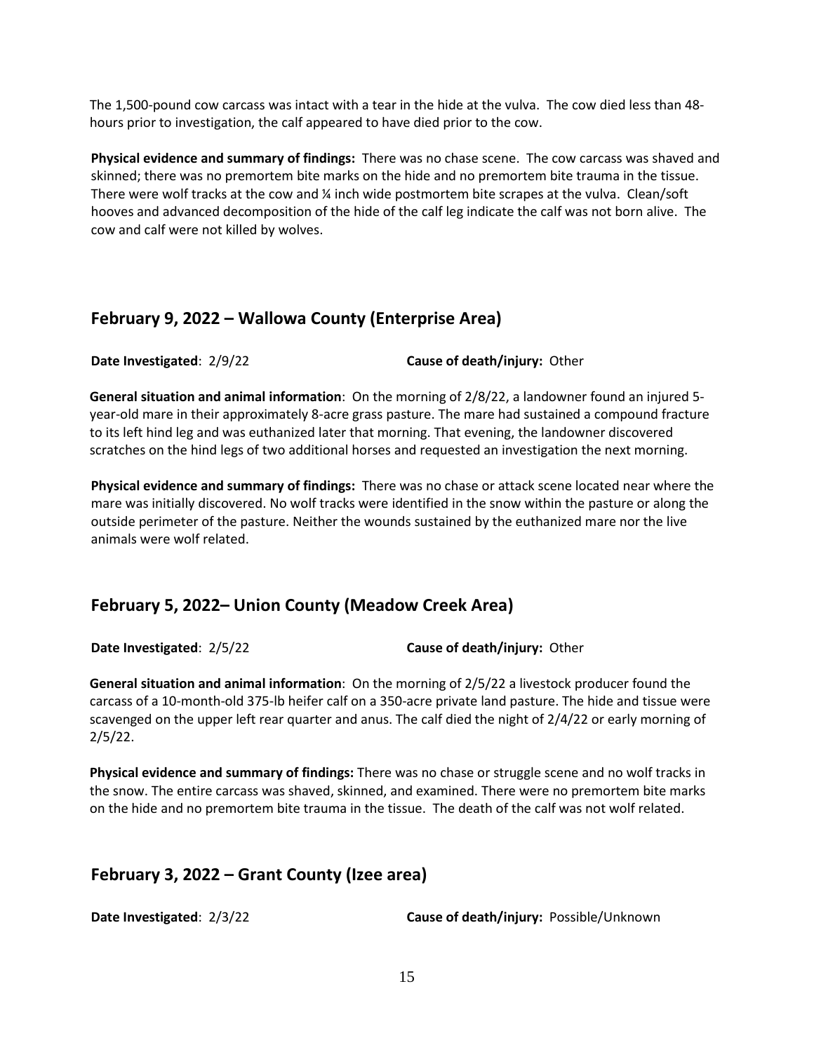The 1,500-pound cow carcass was intact with a tear in the hide at the vulva. The cow died less than 48-hours prior to investigation, the calf appeared to have died prior to the cow.

**Physical evidence and summary of findings:** There was no chase scene. The cow carcass was shaved and skinned; there was no premortem bite marks on the hide and no premortem bite trauma in the tissue. There were wolf tracks at the cow and ¼ inch wide postmortem bite scrapes at the vulva. Clean/soft hooves and advanced decomposition of the hide of the calf leg indicate the calf was not born alive. The cow and calf were not killed by wolves.

## February 9, 2022 – Wallowa County (Enterprise Area)

**Date Investigated**: 2/9/22 **Cause of death/injury:** Other

**General situation and animal information**: On the morning of 2/8/22, a landowner found an injured 5-year-old mare in their approximately 8-acre grass pasture. The mare had sustained a compound fracture to its left hind leg and was euthanized later that morning. That evening, the landowner discovered scratches on the hind legs of two additional horses and requested an investigation the next morning.

**Physical evidence and summary of findings:** There was no chase or attack scene located near where the mare was initially discovered. No wolf tracks were identified in the snow within the pasture or along the outside perimeter of the pasture. Neither the wounds sustained by the euthanized mare nor the live animals were wolf related.

## February 5, 2022– Union County (Meadow Creek Area)

**Date Investigated**: 2/5/22 **Cause of death/injury:** Other

**General situation and animal information**: On the morning of 2/5/22 a livestock producer found the carcass of a 10-month-old 375-lb heifer calf on a 350-acre private land pasture. The hide and tissue were scavenged on the upper left rear quarter and anus. The calf died the night of 2/4/22 or early morning of 2/5/22.

**Physical evidence and summary of findings:** There was no chase or struggle scene and no wolf tracks in the snow. The entire carcass was shaved, skinned, and examined. There were no premortem bite marks on the hide and no premortem bite trauma in the tissue. The death of the calf was not wolf related.

## February 3, 2022 – Grant County (Izee area)

**Date Investigated**: 2/3/22 **Cause of death/injury:** Possible/Unknown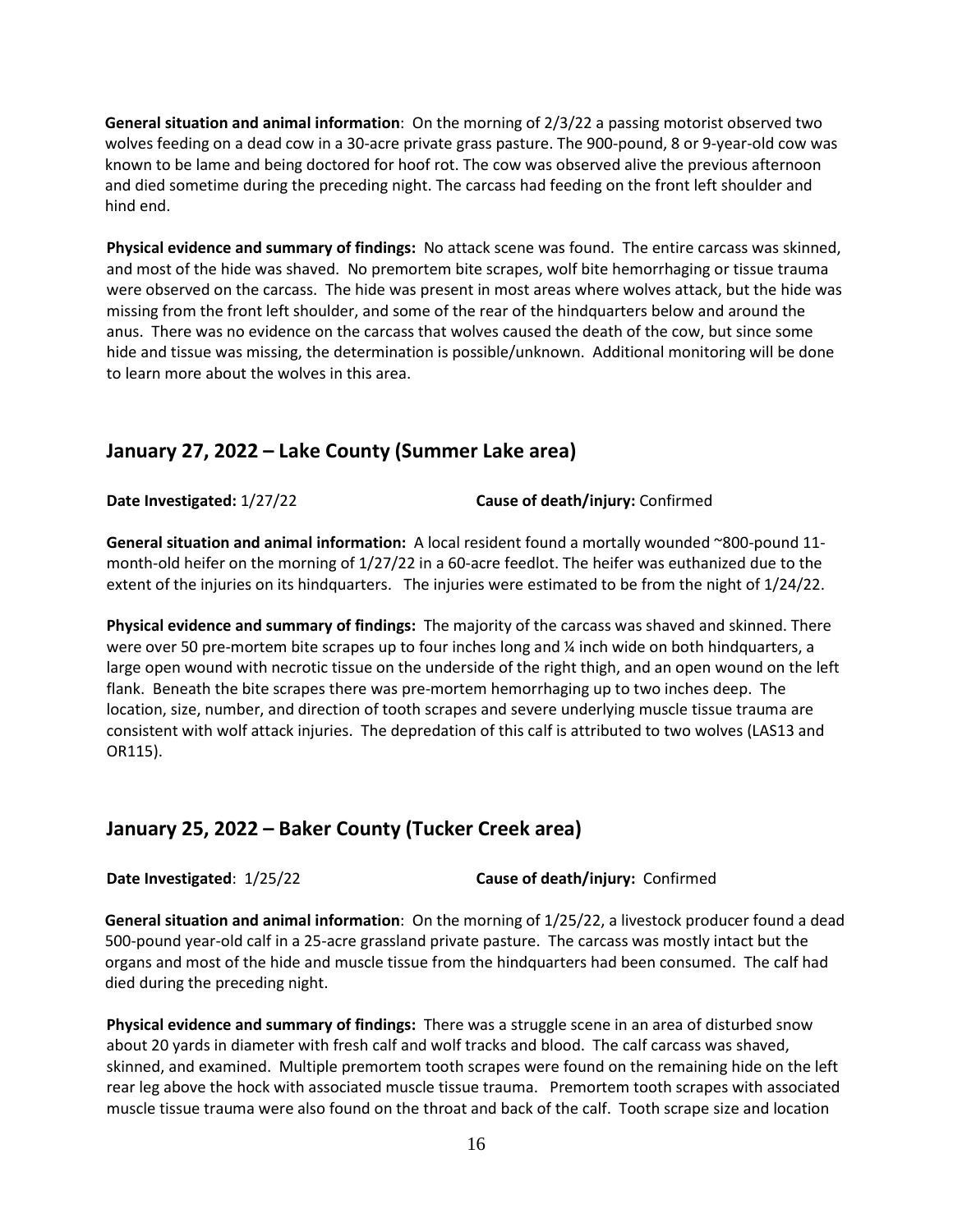**General situation and animal information**: On the morning of 2/3/22 a passing motorist observed two wolves feeding on a dead cow in a 30-acre private grass pasture. The 900-pound, 8 or 9-year-old cow was known to be lame and being doctored for hoof rot. The cow was observed alive the previous afternoon and died sometime during the preceding night. The carcass had feeding on the front left shoulder and hind end.

**Physical evidence and summary of findings:** No attack scene was found. The entire carcass was skinned, and most of the hide was shaved. No premortem bite scrapes, wolf bite hemorrhaging or tissue trauma were observed on the carcass. The hide was present in most areas where wolves attack, but the hide was missing from the front left shoulder, and some of the rear of the hindquarters below and around the anus. There was no evidence on the carcass that wolves caused the death of the cow, but since some hide and tissue was missing, the determination is possible/unknown. Additional monitoring will be done to learn more about the wolves in this area.

## January 27, 2022 – Lake County (Summer Lake area)

**Date Investigated:** 1/27/22 **Cause of death/injury:** Confirmed

**General situation and animal information:** A local resident found a mortally wounded ~800-pound 11-month-old heifer on the morning of 1/27/22 in a 60-acre feedlot. The heifer was euthanized due to the extent of the injuries on its hindquarters. The injuries were estimated to be from the night of 1/24/22.

**Physical evidence and summary of findings:** The majority of the carcass was shaved and skinned. There were over 50 pre-mortem bite scrapes up to four inches long and ¼ inch wide on both hindquarters, a large open wound with necrotic tissue on the underside of the right thigh, and an open wound on the left flank. Beneath the bite scrapes there was pre-mortem hemorrhaging up to two inches deep. The location, size, number, and direction of tooth scrapes and severe underlying muscle tissue trauma are consistent with wolf attack injuries. The depredation of this calf is attributed to two wolves (LAS13 and OR115).

## January 25, 2022 – Baker County (Tucker Creek area)

**Date Investigated**: 1/25/22 **Cause of death/injury:** Confirmed

**General situation and animal information**: On the morning of 1/25/22, a livestock producer found a dead 500-pound year-old calf in a 25-acre grassland private pasture. The carcass was mostly intact but the organs and most of the hide and muscle tissue from the hindquarters had been consumed. The calf had died during the preceding night.

**Physical evidence and summary of findings:** There was a struggle scene in an area of disturbed snow about 20 yards in diameter with fresh calf and wolf tracks and blood. The calf carcass was shaved, skinned, and examined. Multiple premortem tooth scrapes were found on the remaining hide on the left rear leg above the hock with associated muscle tissue trauma. Premortem tooth scrapes with associated muscle tissue trauma were also found on the throat and back of the calf. Tooth scrape size and location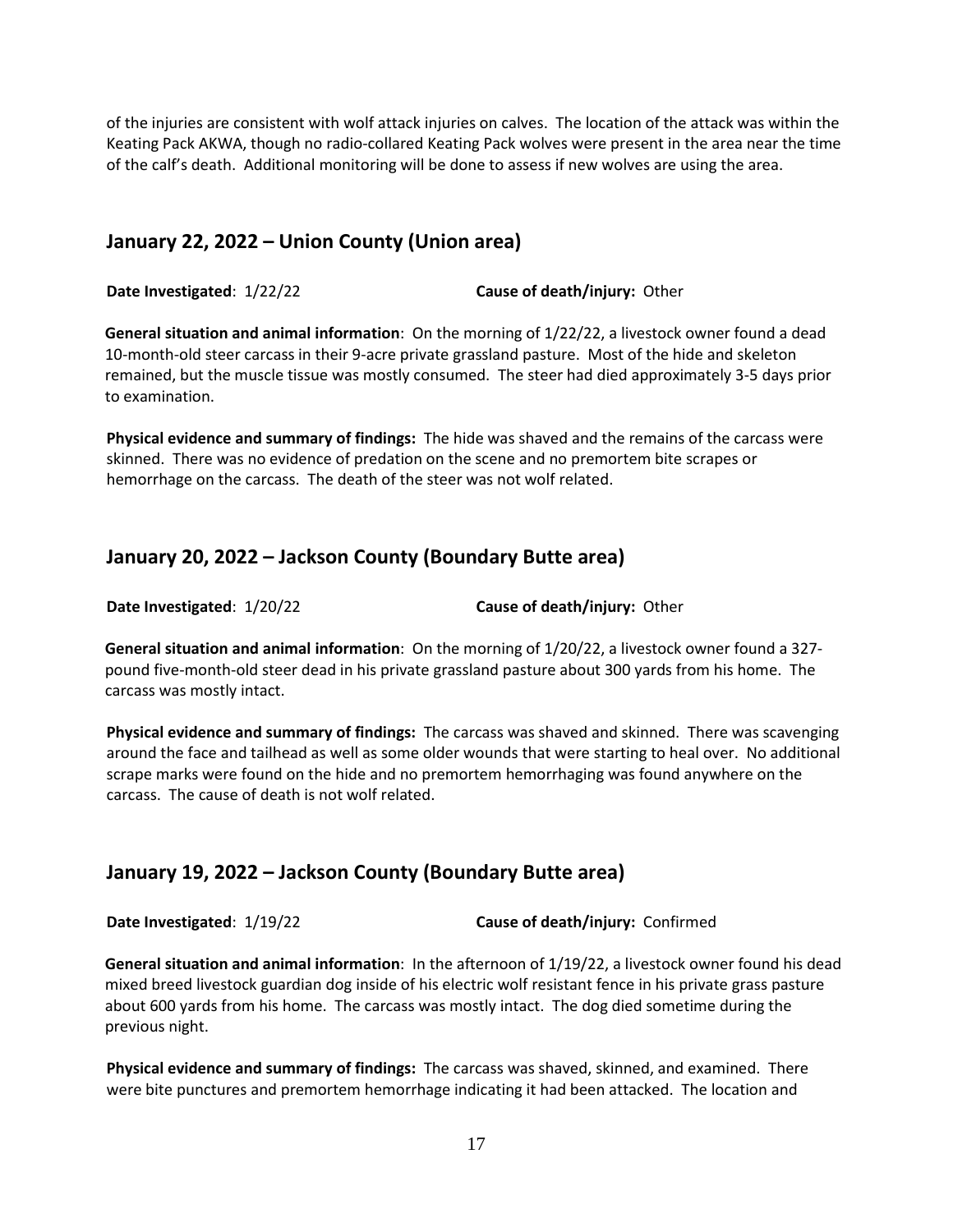of the injuries are consistent with wolf attack injuries on calves. The location of the attack was within the Keating Pack AKWA, though no radio-collared Keating Pack wolves were present in the area near the time of the calf's death. Additional monitoring will be done to assess if new wolves are using the area.

## January 22, 2022 – Union County (Union area)

**Date Investigated**: 1/22/22 **Cause of death/injury:** Other

**General situation and animal information**: On the morning of 1/22/22, a livestock owner found a dead 10-month-old steer carcass in their 9-acre private grassland pasture. Most of the hide and skeleton remained, but the muscle tissue was mostly consumed. The steer had died approximately 3-5 days prior to examination.

**Physical evidence and summary of findings:** The hide was shaved and the remains of the carcass were skinned. There was no evidence of predation on the scene and no premortem bite scrapes or hemorrhage on the carcass. The death of the steer was not wolf related.

## January 20, 2022 – Jackson County (Boundary Butte area)

**Date Investigated**: 1/20/22 **Cause of death/injury:** Other

**General situation and animal information**: On the morning of 1/20/22, a livestock owner found a 327-pound five-month-old steer dead in his private grassland pasture about 300 yards from his home. The carcass was mostly intact.

**Physical evidence and summary of findings:** The carcass was shaved and skinned. There was scavenging around the face and tailhead as well as some older wounds that were starting to heal over. No additional scrape marks were found on the hide and no premortem hemorrhaging was found anywhere on the carcass. The cause of death is not wolf related.

## January 19, 2022 – Jackson County (Boundary Butte area)

**Date Investigated**: 1/19/22 **Cause of death/injury:** Confirmed

**General situation and animal information**: In the afternoon of 1/19/22, a livestock owner found his dead mixed breed livestock guardian dog inside of his electric wolf resistant fence in his private grass pasture about 600 yards from his home. The carcass was mostly intact. The dog died sometime during the previous night.

**Physical evidence and summary of findings:** The carcass was shaved, skinned, and examined. There were bite punctures and premortem hemorrhage indicating it had been attacked. The location and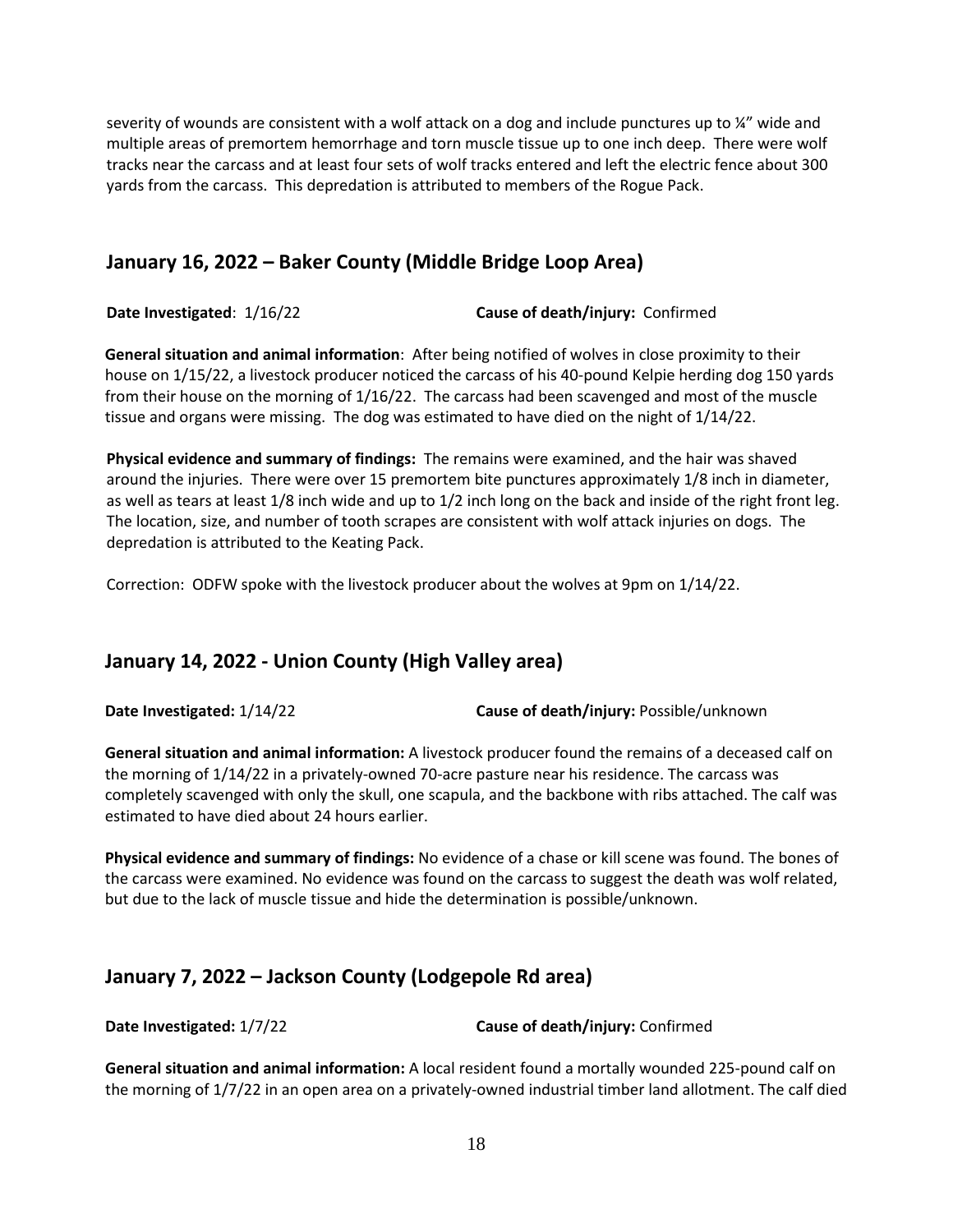severity of wounds are consistent with a wolf attack on a dog and include punctures up to ¼" wide and multiple areas of premortem hemorrhage and torn muscle tissue up to one inch deep. There were wolf tracks near the carcass and at least four sets of wolf tracks entered and left the electric fence about 300 yards from the carcass. This depredation is attributed to members of the Rogue Pack.

## January 16, 2022 – Baker County (Middle Bridge Loop Area)

**Date Investigated**: 1/16/22 **Cause of death/injury:** Confirmed

**General situation and animal information**: After being notified of wolves in close proximity to their house on 1/15/22, a livestock producer noticed the carcass of his 40-pound Kelpie herding dog 150 yards from their house on the morning of 1/16/22. The carcass had been scavenged and most of the muscle tissue and organs were missing. The dog was estimated to have died on the night of 1/14/22.

**Physical evidence and summary of findings:** The remains were examined, and the hair was shaved around the injuries. There were over 15 premortem bite punctures approximately 1/8 inch in diameter, as well as tears at least 1/8 inch wide and up to 1/2 inch long on the back and inside of the right front leg. The location, size, and number of tooth scrapes are consistent with wolf attack injuries on dogs. The depredation is attributed to the Keating Pack.

Correction: ODFW spoke with the livestock producer about the wolves at 9pm on 1/14/22.

## January 14, 2022 - Union County (High Valley area)

**Date Investigated:** 1/14/22 **Cause of death/injury:** Possible/unknown

**General situation and animal information:** A livestock producer found the remains of a deceased calf on the morning of 1/14/22 in a privately-owned 70-acre pasture near his residence. The carcass was completely scavenged with only the skull, one scapula, and the backbone with ribs attached. The calf was estimated to have died about 24 hours earlier.

**Physical evidence and summary of findings:** No evidence of a chase or kill scene was found. The bones of the carcass were examined. No evidence was found on the carcass to suggest the death was wolf related, but due to the lack of muscle tissue and hide the determination is possible/unknown.

## January 7, 2022 – Jackson County (Lodgepole Rd area)

**Date Investigated:** 1/7/22 **Cause of death/injury:** Confirmed

**General situation and animal information:** A local resident found a mortally wounded 225-pound calf on the morning of 1/7/22 in an open area on a privately-owned industrial timber land allotment. The calf died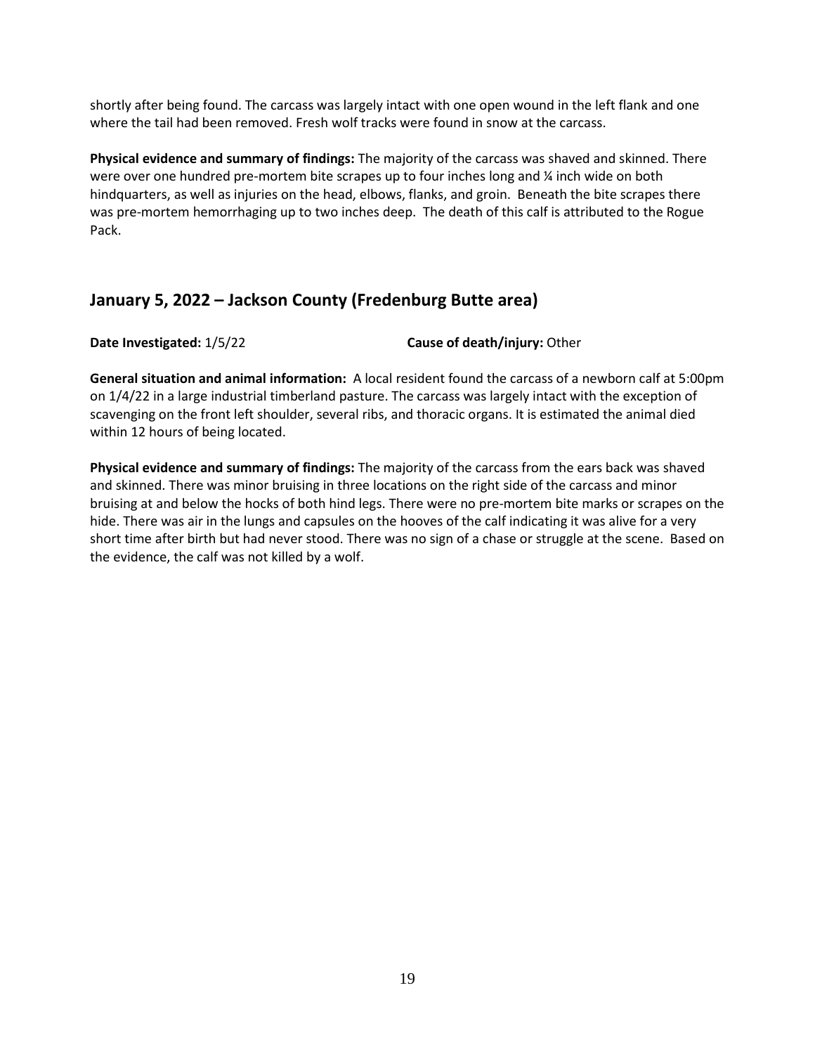shortly after being found. The carcass was largely intact with one open wound in the left flank and one where the tail had been removed. Fresh wolf tracks were found in snow at the carcass.

**Physical evidence and summary of findings:** The majority of the carcass was shaved and skinned. There were over one hundred pre-mortem bite scrapes up to four inches long and ¼ inch wide on both hindquarters, as well as injuries on the head, elbows, flanks, and groin. Beneath the bite scrapes there was pre-mortem hemorrhaging up to two inches deep. The death of this calf is attributed to the Rogue Pack.

## January 5, 2022 – Jackson County (Fredenburg Butte area)

**Date Investigated:** 1/5/22 **Cause of death/injury:** Other

**General situation and animal information:** A local resident found the carcass of a newborn calf at 5:00pm on 1/4/22 in a large industrial timberland pasture. The carcass was largely intact with the exception of scavenging on the front left shoulder, several ribs, and thoracic organs. It is estimated the animal died within 12 hours of being located.

**Physical evidence and summary of findings:** The majority of the carcass from the ears back was shaved and skinned. There was minor bruising in three locations on the right side of the carcass and minor bruising at and below the hocks of both hind legs. There were no pre-mortem bite marks or scrapes on the hide. There was air in the lungs and capsules on the hooves of the calf indicating it was alive for a very short time after birth but had never stood. There was no sign of a chase or struggle at the scene. Based on the evidence, the calf was not killed by a wolf.